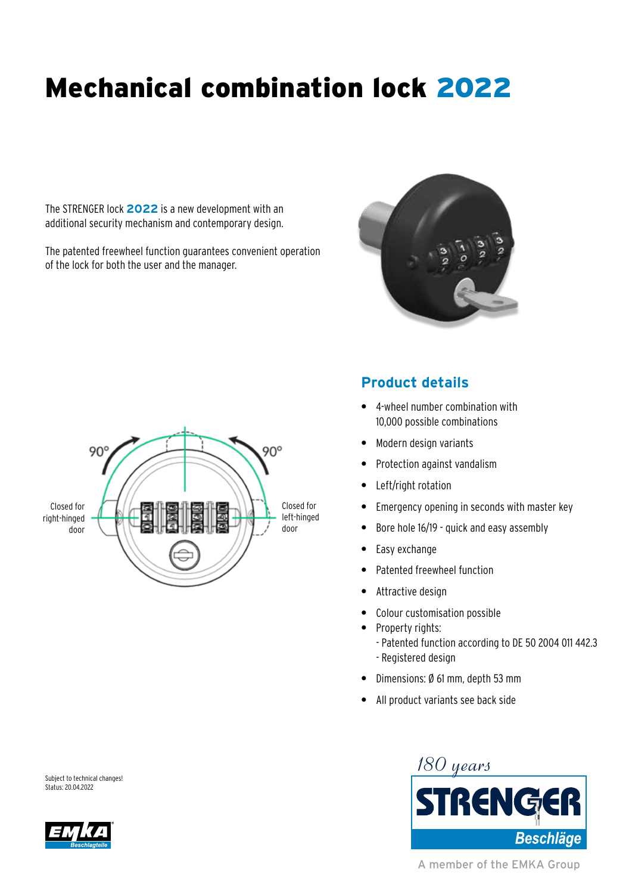# Mechanical combination lock **2022**

The STRENGER lock **2022** is a new development with an additional security mechanism and contemporary design.

The patented freewheel function guarantees convenient operation of the lock for both the user and the manager.

90° 90°

Closed for right-hinged door

Closed for left-hinged door

## Product details

- 4-wheel number combination with 10,000 possible combinations
- Modern design variants
- Protection against vandalism
- Left/right rotation
- Emergency opening in seconds with master key
- Bore hole 16/19 - quick and easy assembly
- Easy exchange
- Patented freewheel function
- Attractive design
- Colour customisation possible
- Property rights:
  - Patented function according to DE 50 2004 011 442.3
  - Registered design
- Dimensions: Ø 61 mm, depth 53 mm
- All product variants see back side

Subject to technical changes!
Status: 20.04.2022

EMKA Beschlagteile

180 years

STRENGER Beschläge

A member of the EMKA Group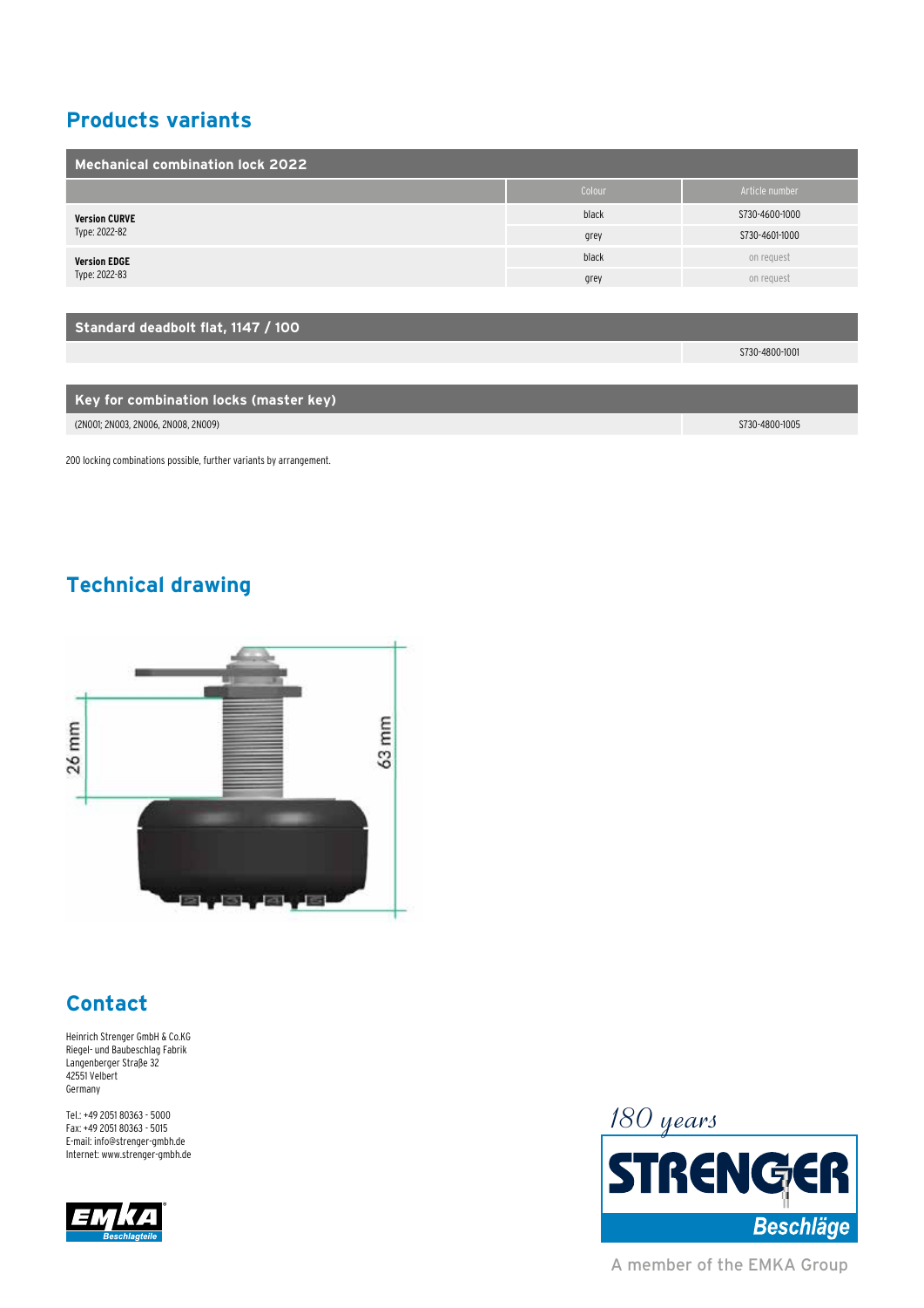## Products variants

| Mechanical combination lock 2022 | | |
|---|---|---|
| | Colour | Article number |
| **Version CURVE**<br>Type: 2022-82 | black | S730-4600-1000 |
| | grey | S730-4601-1000 |
| **Version EDGE**<br>Type: 2022-83 | black | on request |
| | grey | on request |

| Standard deadbolt flat, 1147 / 100 | |
|---|---|
| | S730-4800-1001 |

| Key for combination locks (master key) | |
|---|---|
| (2N001; 2N003, 2N006, 2N008, 2N009) | S730-4800-1005 |

200 locking combinations possible, further variants by arrangement.

## Technical drawing

26 mm

63 mm

## Contact

Heinrich Strenger GmbH & Co.KG
Riegel- und Baubeschlag Fabrik
Langenberger Straße 32
42551 Velbert
Germany

Tel.: +49 2051 80363 - 5000
Fax: +49 2051 80363 - 5015
E-mail: info@strenger-gmbh.de
Internet: www.strenger-gmbh.de

EMKA Beschlagteile

180 years

STRENGER Beschläge

A member of the EMKA Group